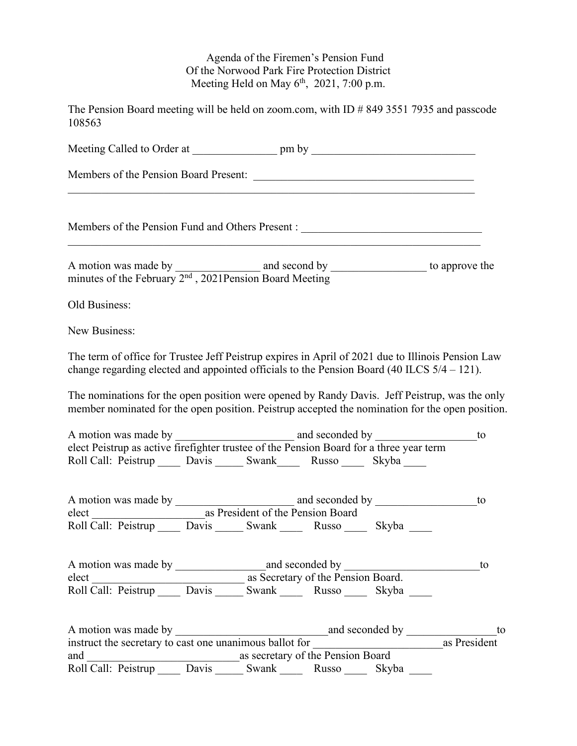Agenda of the Firemen's Pension Fund
Of the Norwood Park Fire Protection District
Meeting Held on May 6th, 2021, 7:00 p.m.

The Pension Board meeting will be held on zoom.com, with ID # 849 3551 7935 and passcode 108563

Meeting Called to Order at _______________ pm by _____________________________

Members of the Pension Board Present: _______________________________________
___________________________________________________________________________

Members of the Pension Fund and Others Present : _________________________________
___________________________________________________________________________

A motion was made by _______________ and second by _________________ to approve the minutes of the February 2nd , 2021Pension Board Meeting

Old Business:

New Business:

The term of office for Trustee Jeff Peistrup expires in April of 2021 due to Illinois Pension Law change regarding elected and appointed officials to the Pension Board (40 ILCS 5/4 – 121).

The nominations for the open position were opened by Randy Davis. Jeff Peistrup, was the only member nominated for the open position. Peistrup accepted the nomination for the open position.

A motion was made by _____________________ and seconded by __________________to elect Peistrup as active firefighter trustee of the Pension Board for a three year term
Roll Call: Peistrup ____ Davis _____ Swank____ Russo ____ Skyba ____

A motion was made by _____________________ and seconded by __________________to elect ____________________as President of the Pension Board
Roll Call: Peistrup ____ Davis _____ Swank ____ Russo ____ Skyba ____

A motion was made by ________________and seconded by ________________________to elect ___________________________ as Secretary of the Pension Board.
Roll Call: Peistrup ____ Davis _____ Swank ____ Russo ____ Skyba ____

A motion was made by ___________________________and seconded by ________________to instruct the secretary to cast one unanimous ballot for _______________________as President and ___________________________as secretary of the Pension Board
Roll Call: Peistrup ____ Davis _____ Swank ____ Russo ____ Skyba ____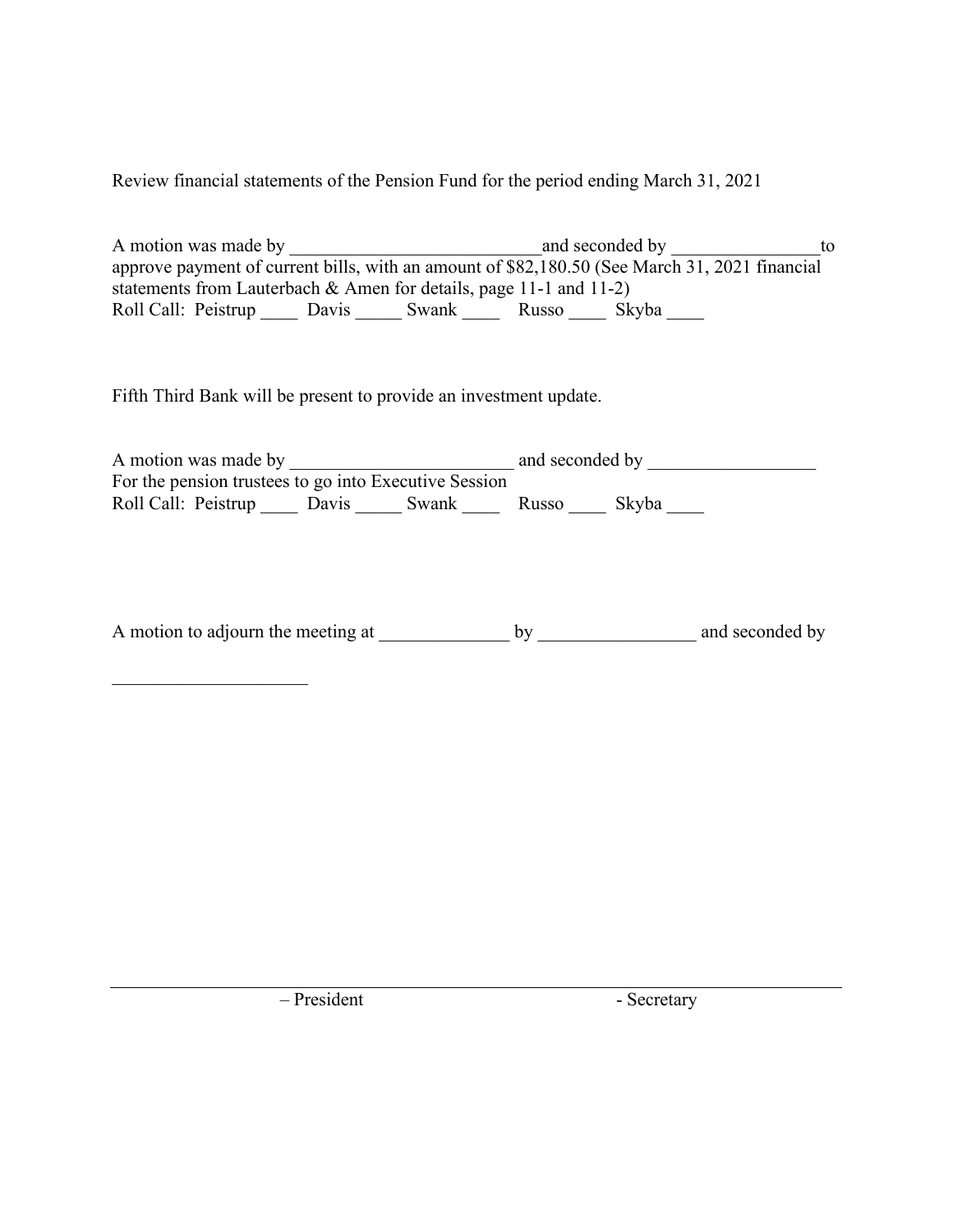Review financial statements of the Pension Fund for the period ending March 31, 2021

A motion was made by ___________________________ and seconded by ________________ to approve payment of current bills, with an amount of $82,180.50 (See March 31, 2021 financial statements from Lauterbach & Amen for details, page 11-1 and 11-2)
Roll Call: Peistrup ____ Davis _____ Swank ____ Russo ____ Skyba ____

Fifth Third Bank will be present to provide an investment update.

A motion was made by ________________________ and seconded by __________________
For the pension trustees to go into Executive Session
Roll Call: Peistrup ____ Davis _____ Swank ____ Russo ____ Skyba ____

A motion to adjourn the meeting at ______________ by _________________ and seconded by _____________________

– President - Secretary